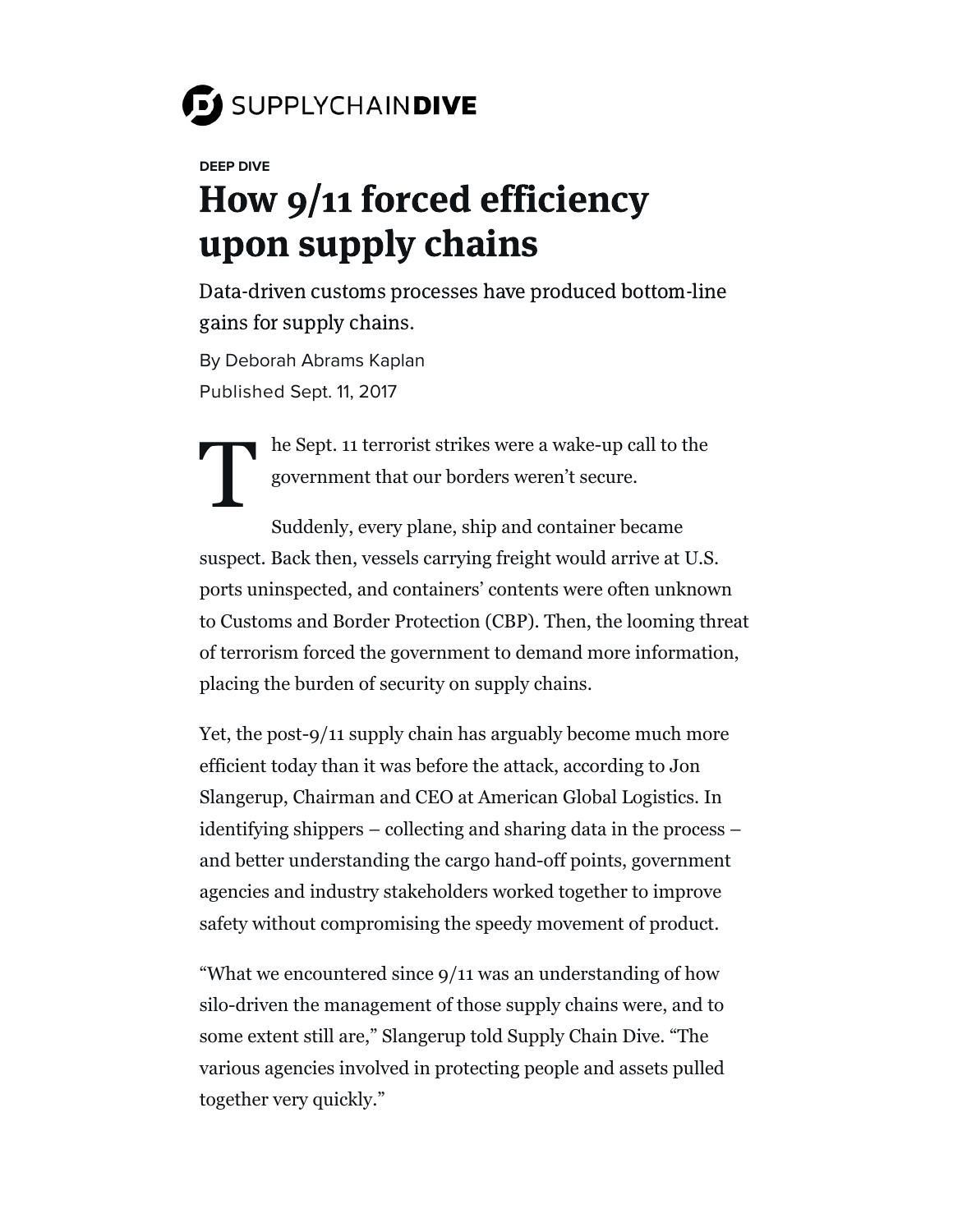SUPPLYCHAIN**DIVE**

DEEP DIVE

# How 9/11 forced efficiency upon supply chains

Data-driven customs processes have produced bottom-line gains for supply chains.

By Deborah Abrams Kaplan

Published Sept. 11, 2017

The Sept. 11 terrorist strikes were a wake-up call to the government that our borders weren't secure.

Suddenly, every plane, ship and container became suspect. Back then, vessels carrying freight would arrive at U.S. ports uninspected, and containers' contents were often unknown to Customs and Border Protection (CBP). Then, the looming threat of terrorism forced the government to demand more information, placing the burden of security on supply chains.

Yet, the post-9/11 supply chain has arguably become much more efficient today than it was before the attack, according to Jon Slangerup, Chairman and CEO at American Global Logistics. In identifying shippers – collecting and sharing data in the process – and better understanding the cargo hand-off points, government agencies and industry stakeholders worked together to improve safety without compromising the speedy movement of product.

"What we encountered since 9/11 was an understanding of how silo-driven the management of those supply chains were, and to some extent still are," Slangerup told Supply Chain Dive. "The various agencies involved in protecting people and assets pulled together very quickly."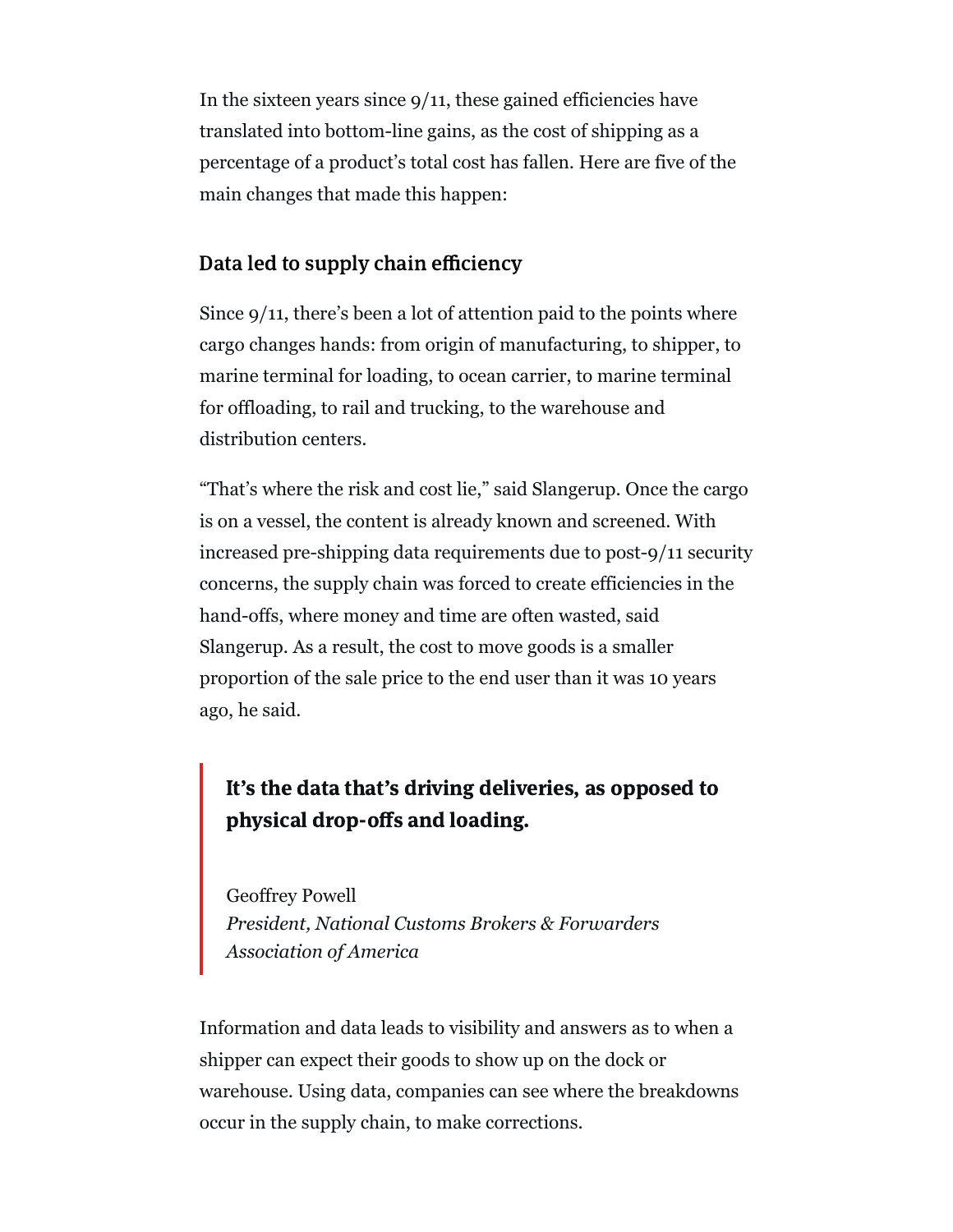In the sixteen years since 9/11, these gained efficiencies have translated into bottom-line gains, as the cost of shipping as a percentage of a product's total cost has fallen. Here are five of the main changes that made this happen:

### Data led to supply chain efficiency

Since 9/11, there's been a lot of attention paid to the points where cargo changes hands: from origin of manufacturing, to shipper, to marine terminal for loading, to ocean carrier, to marine terminal for offloading, to rail and trucking, to the warehouse and distribution centers.

"That's where the risk and cost lie," said Slangerup. Once the cargo is on a vessel, the content is already known and screened. With increased pre-shipping data requirements due to post-9/11 security concerns, the supply chain was forced to create efficiencies in the hand-offs, where money and time are often wasted, said Slangerup. As a result, the cost to move goods is a smaller proportion of the sale price to the end user than it was 10 years ago, he said.

> **It's the data that's driving deliveries, as opposed to physical drop-offs and loading.**
>
> Geoffrey Powell
> *President, National Customs Brokers & Forwarders Association of America*

Information and data leads to visibility and answers as to when a shipper can expect their goods to show up on the dock or warehouse. Using data, companies can see where the breakdowns occur in the supply chain, to make corrections.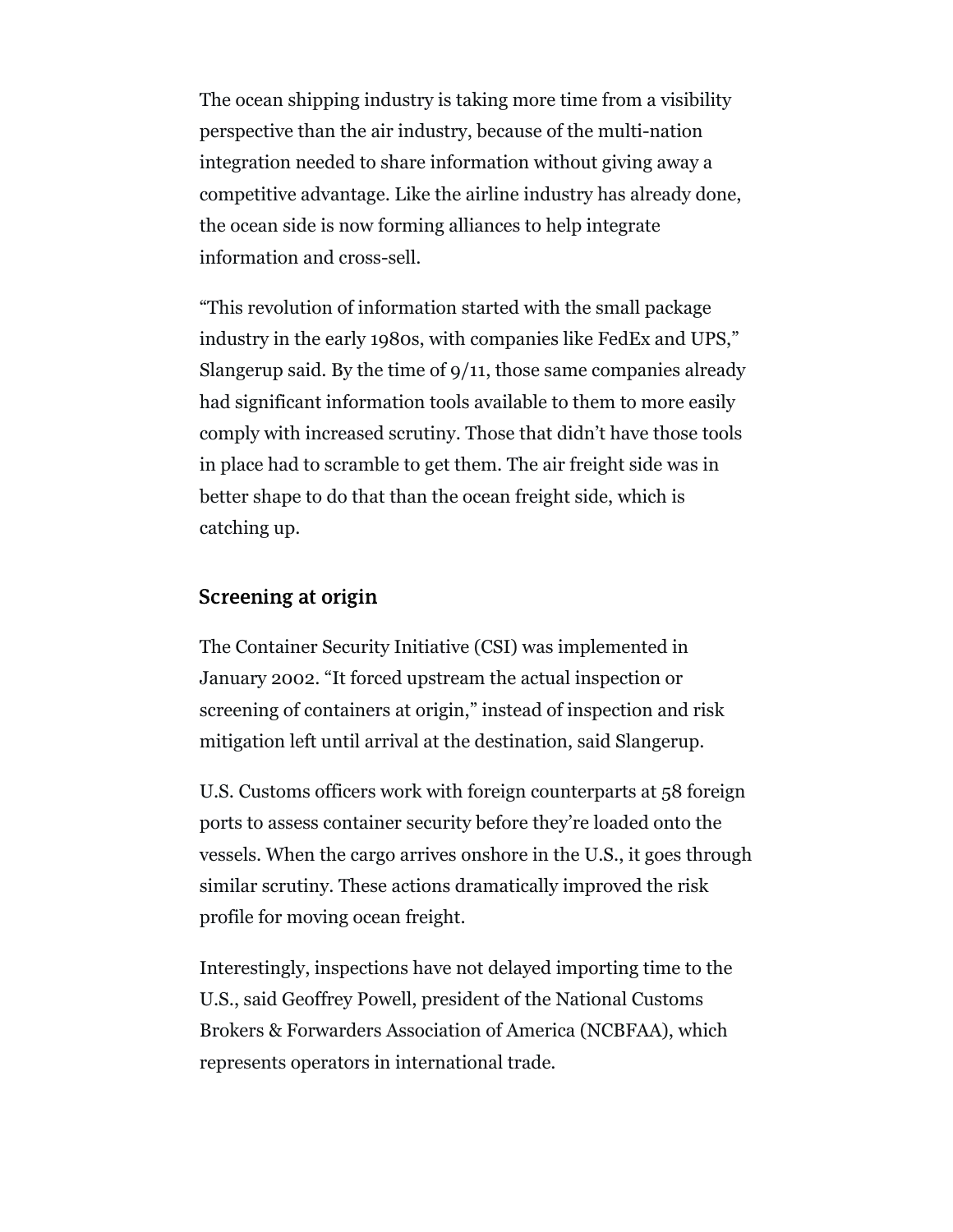The ocean shipping industry is taking more time from a visibility perspective than the air industry, because of the multi-nation integration needed to share information without giving away a competitive advantage. Like the airline industry has already done, the ocean side is now forming alliances to help integrate information and cross-sell.

“This revolution of information started with the small package industry in the early 1980s, with companies like FedEx and UPS,” Slangerup said. By the time of 9/11, those same companies already had significant information tools available to them to more easily comply with increased scrutiny. Those that didn’t have those tools in place had to scramble to get them. The air freight side was in better shape to do that than the ocean freight side, which is catching up.

## Screening at origin

The Container Security Initiative (CSI) was implemented in January 2002. “It forced upstream the actual inspection or screening of containers at origin,” instead of inspection and risk mitigation left until arrival at the destination, said Slangerup.

U.S. Customs officers work with foreign counterparts at 58 foreign ports to assess container security before they’re loaded onto the vessels. When the cargo arrives onshore in the U.S., it goes through similar scrutiny. These actions dramatically improved the risk profile for moving ocean freight.

Interestingly, inspections have not delayed importing time to the U.S., said Geoffrey Powell, president of the National Customs Brokers & Forwarders Association of America (NCBFAA), which represents operators in international trade.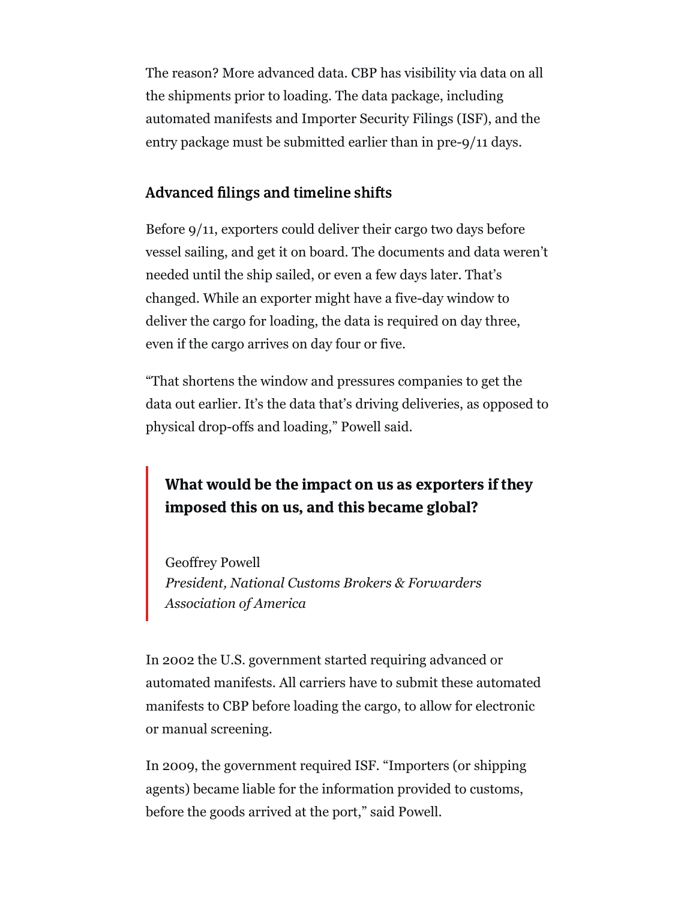The reason? More advanced data. CBP has visibility via data on all the shipments prior to loading. The data package, including automated manifests and Importer Security Filings (ISF), and the entry package must be submitted earlier than in pre-9/11 days.

## Advanced filings and timeline shifts

Before 9/11, exporters could deliver their cargo two days before vessel sailing, and get it on board. The documents and data weren't needed until the ship sailed, or even a few days later. That's changed. While an exporter might have a five-day window to deliver the cargo for loading, the data is required on day three, even if the cargo arrives on day four or five.

"That shortens the window and pressures companies to get the data out earlier. It's the data that's driving deliveries, as opposed to physical drop-offs and loading," Powell said.

> **What would be the impact on us as exporters if they imposed this on us, and this became global?**
>
> Geoffrey Powell
> *President, National Customs Brokers & Forwarders Association of America*

In 2002 the U.S. government started requiring advanced or automated manifests. All carriers have to submit these automated manifests to CBP before loading the cargo, to allow for electronic or manual screening.

In 2009, the government required ISF. "Importers (or shipping agents) became liable for the information provided to customs, before the goods arrived at the port," said Powell.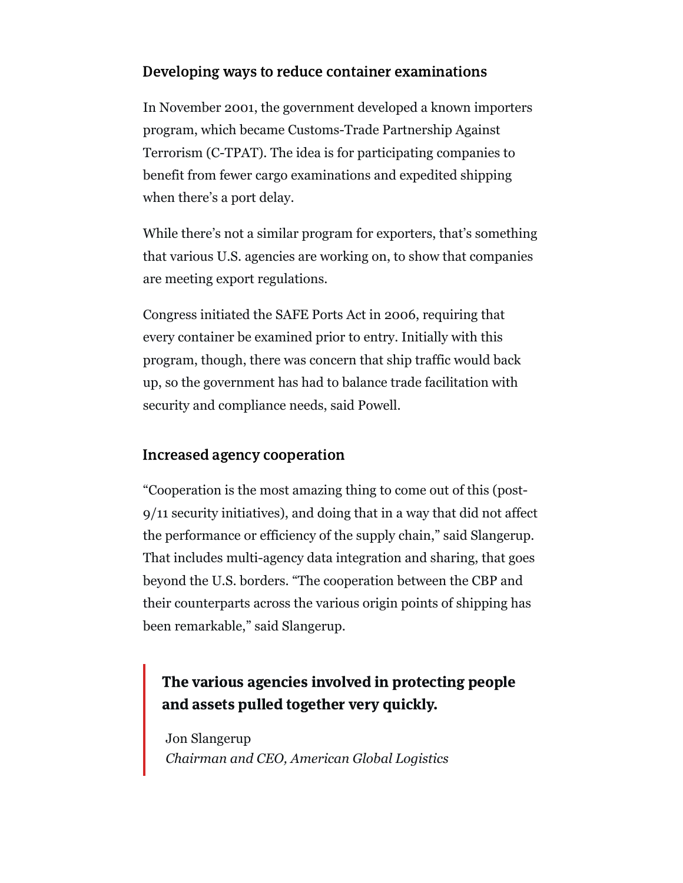### Developing ways to reduce container examinations

In November 2001, the government developed a known importers program, which became Customs-Trade Partnership Against Terrorism (C-TPAT). The idea is for participating companies to benefit from fewer cargo examinations and expedited shipping when there's a port delay.

While there's not a similar program for exporters, that's something that various U.S. agencies are working on, to show that companies are meeting export regulations.

Congress initiated the SAFE Ports Act in 2006, requiring that every container be examined prior to entry. Initially with this program, though, there was concern that ship traffic would back up, so the government has had to balance trade facilitation with security and compliance needs, said Powell.

### Increased agency cooperation

"Cooperation is the most amazing thing to come out of this (post-9/11 security initiatives), and doing that in a way that did not affect the performance or efficiency of the supply chain," said Slangerup. That includes multi-agency data integration and sharing, that goes beyond the U.S. borders. "The cooperation between the CBP and their counterparts across the various origin points of shipping has been remarkable," said Slangerup.

> **The various agencies involved in protecting people and assets pulled together very quickly.**
>
> Jon Slangerup
> *Chairman and CEO, American Global Logistics*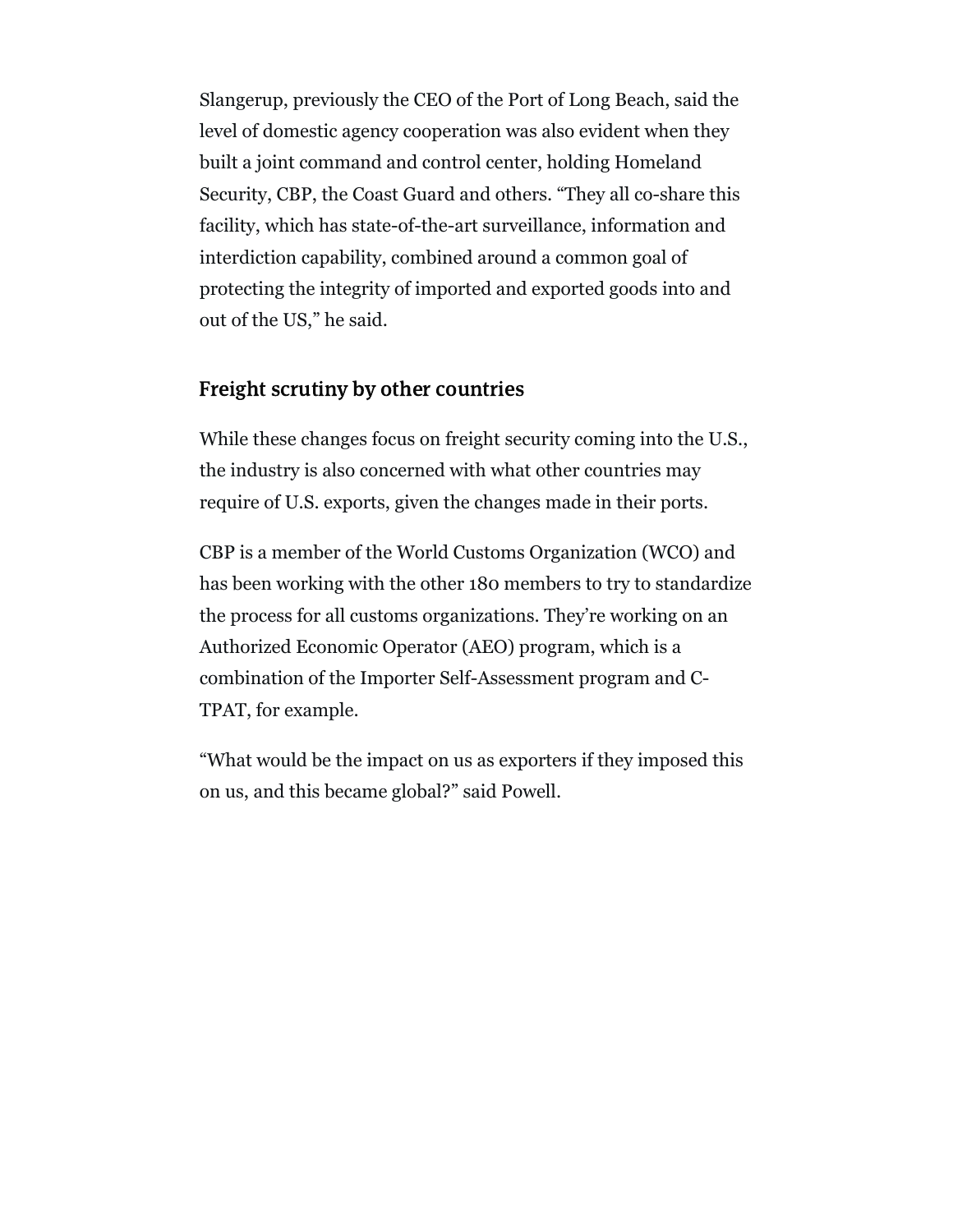Slangerup, previously the CEO of the Port of Long Beach, said the level of domestic agency cooperation was also evident when they built a joint command and control center, holding Homeland Security, CBP, the Coast Guard and others. "They all co-share this facility, which has state-of-the-art surveillance, information and interdiction capability, combined around a common goal of protecting the integrity of imported and exported goods into and out of the US," he said.

## Freight scrutiny by other countries

While these changes focus on freight security coming into the U.S., the industry is also concerned with what other countries may require of U.S. exports, given the changes made in their ports.

CBP is a member of the World Customs Organization (WCO) and has been working with the other 180 members to try to standardize the process for all customs organizations. They're working on an Authorized Economic Operator (AEO) program, which is a combination of the Importer Self-Assessment program and C-TPAT, for example.

"What would be the impact on us as exporters if they imposed this on us, and this became global?" said Powell.